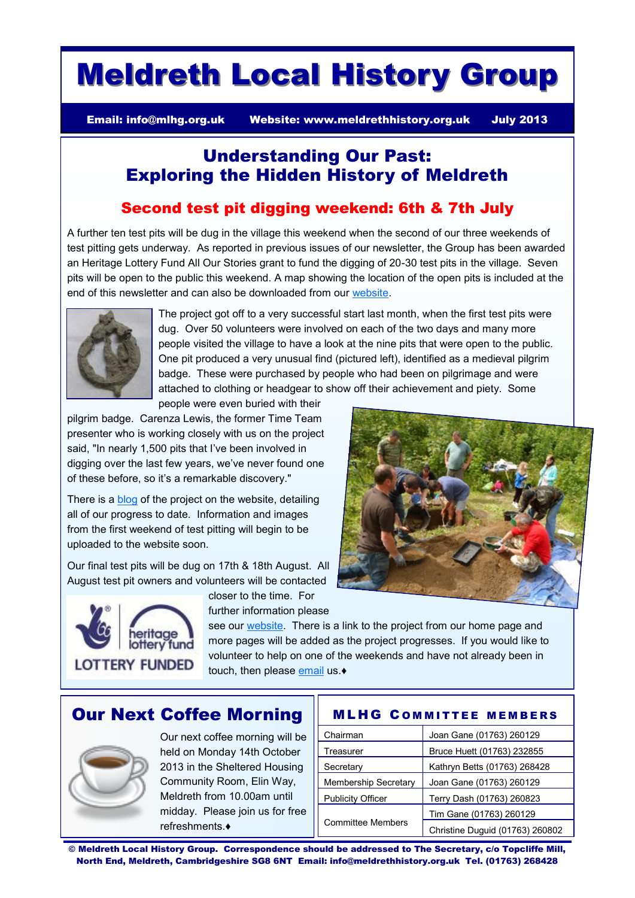# Meldreth Local History Group

**Email: info@mlhg.org.uk** **Website: www.meldrethhistory.org.uk** **July 2013**

## Understanding Our Past: Exploring the Hidden History of Meldreth

### Second test pit digging weekend: 6th & 7th July

A further ten test pits will be dug in the village this weekend when the second of our three weekends of test pitting gets underway. As reported in previous issues of our newsletter, the Group has been awarded an Heritage Lottery Fund All Our Stories grant to fund the digging of 20-30 test pits in the village. Seven pits will be open to the public this weekend. A map showing the location of the open pits is included at the end of this newsletter and can also be downloaded from our website.

The project got off to a very successful start last month, when the first test pits were dug. Over 50 volunteers were involved on each of the two days and many more people visited the village to have a look at the nine pits that were open to the public. One pit produced a very unusual find (pictured left), identified as a medieval pilgrim badge. These were purchased by people who had been on pilgrimage and were attached to clothing or headgear to show off their achievement and piety. Some people were even buried with their pilgrim badge. Carenza Lewis, the former Time Team presenter who is working closely with us on the project said, "In nearly 1,500 pits that I've been involved in digging over the last few years, we've never found one of these before, so it's a remarkable discovery."

There is a blog of the project on the website, detailing all of our progress to date. Information and images from the first weekend of test pitting will begin to be uploaded to the website soon.

Our final test pits will be dug on 17th & 18th August. All August test pit owners and volunteers will be contacted closer to the time. For further information please see our website. There is a link to the project from our home page and more pages will be added as the project progresses. If you would like to volunteer to help on one of the weekends and have not already been in touch, then please email us.♦

heritage lottery fund
LOTTERY FUNDED

## Our Next Coffee Morning

Our next coffee morning will be held on Monday 14th October 2013 in the Sheltered Housing Community Room, Elin Way, Meldreth from 10.00am until midday. Please join us for free refreshments.♦

## MLHG Committee Members

| | |
|---|---|
| Chairman | Joan Gane (01763) 260129 |
| Treasurer | Bruce Huett (01763) 232855 |
| Secretary | Kathryn Betts (01763) 268428 |
| Membership Secretary | Joan Gane (01763) 260129 |
| Publicity Officer | Terry Dash (01763) 260823 |
| Committee Members | Tim Gane (01763) 260129 |
| | Christine Duguid (01763) 260802 |

**© Meldreth Local History Group. Correspondence should be addressed to The Secretary, c/o Topcliffe Mill, North End, Meldreth, Cambridgeshire SG8 6NT Email: info@meldrethhistory.org.uk Tel. (01763) 268428**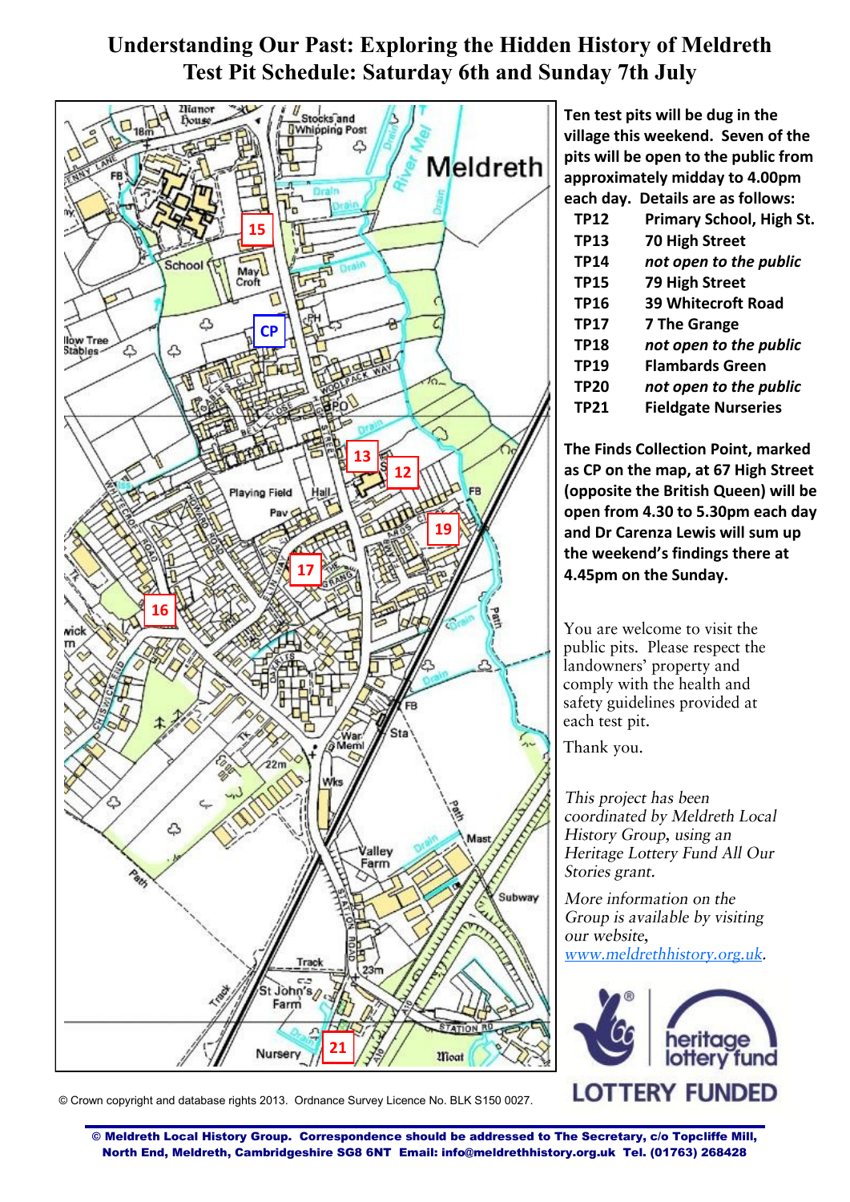# Understanding Our Past: Exploring the Hidden History of Meldreth
## Test Pit Schedule: Saturday 6th and Sunday 7th July

**Ten test pits will be dug in the village this weekend. Seven of the pits will be open to the public from approximately midday to 4.00pm each day. Details are as follows:**

| | |
|---|---|
| **TP12** | **Primary School, High St.** |
| **TP13** | **70 High Street** |
| **TP14** | ***not open to the public*** |
| **TP15** | **79 High Street** |
| **TP16** | **39 Whitecroft Road** |
| **TP17** | **7 The Grange** |
| **TP18** | ***not open to the public*** |
| **TP19** | **Flambards Green** |
| **TP20** | ***not open to the public*** |
| **TP21** | **Fieldgate Nurseries** |

**The Finds Collection Point, marked as CP on the map, at 67 High Street (opposite the British Queen) will be open from 4.30 to 5.30pm each day and Dr Carenza Lewis will sum up the weekend's findings there at 4.45pm on the Sunday.**

You are welcome to visit the public pits. Please respect the landowners' property and comply with the health and safety guidelines provided at each test pit.

Thank you.

*This project has been coordinated by Meldreth Local History Group, using an Heritage Lottery Fund All Our Stories grant.*

*More information on the Group is available by visiting our website, www.meldrethhistory.org.uk.*

heritage lottery fund

LOTTERY FUNDED

© Crown copyright and database rights 2013. Ordnance Survey Licence No. BLK S150 0027.

**© Meldreth Local History Group. Correspondence should be addressed to The Secretary, c/o Topcliffe Mill, North End, Meldreth, Cambridgeshire SG8 6NT Email: info@meldrethhistory.org.uk Tel. (01763) 268428**